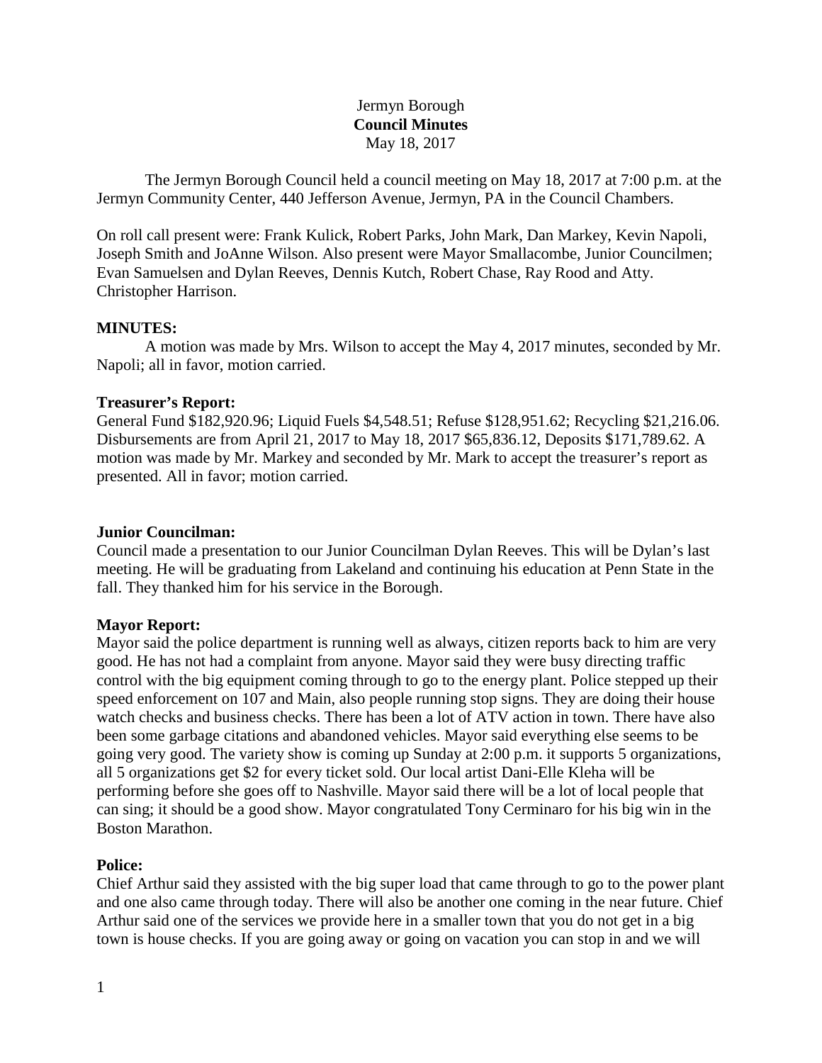Jermyn Borough
**Council Minutes**
May 18, 2017

The Jermyn Borough Council held a council meeting on May 18, 2017 at 7:00 p.m. at the Jermyn Community Center, 440 Jefferson Avenue, Jermyn, PA in the Council Chambers.

On roll call present were: Frank Kulick, Robert Parks, John Mark, Dan Markey, Kevin Napoli, Joseph Smith and JoAnne Wilson. Also present were Mayor Smallacombe, Junior Councilmen; Evan Samuelsen and Dylan Reeves, Dennis Kutch, Robert Chase, Ray Rood and Atty. Christopher Harrison.

**MINUTES:**

A motion was made by Mrs. Wilson to accept the May 4, 2017 minutes, seconded by Mr. Napoli; all in favor, motion carried.

**Treasurer's Report:**

General Fund $182,920.96; Liquid Fuels $4,548.51; Refuse $128,951.62; Recycling $21,216.06. Disbursements are from April 21, 2017 to May 18, 2017 $65,836.12, Deposits $171,789.62. A motion was made by Mr. Markey and seconded by Mr. Mark to accept the treasurer's report as presented. All in favor; motion carried.

**Junior Councilman:**

Council made a presentation to our Junior Councilman Dylan Reeves. This will be Dylan's last meeting. He will be graduating from Lakeland and continuing his education at Penn State in the fall. They thanked him for his service in the Borough.

**Mayor Report:**

Mayor said the police department is running well as always, citizen reports back to him are very good. He has not had a complaint from anyone. Mayor said they were busy directing traffic control with the big equipment coming through to go to the energy plant. Police stepped up their speed enforcement on 107 and Main, also people running stop signs. They are doing their house watch checks and business checks. There has been a lot of ATV action in town. There have also been some garbage citations and abandoned vehicles. Mayor said everything else seems to be going very good. The variety show is coming up Sunday at 2:00 p.m. it supports 5 organizations, all 5 organizations get $2 for every ticket sold. Our local artist Dani-Elle Kleha will be performing before she goes off to Nashville. Mayor said there will be a lot of local people that can sing; it should be a good show. Mayor congratulated Tony Cerminaro for his big win in the Boston Marathon.

**Police:**

Chief Arthur said they assisted with the big super load that came through to go to the power plant and one also came through today. There will also be another one coming in the near future. Chief Arthur said one of the services we provide here in a smaller town that you do not get in a big town is house checks. If you are going away or going on vacation you can stop in and we will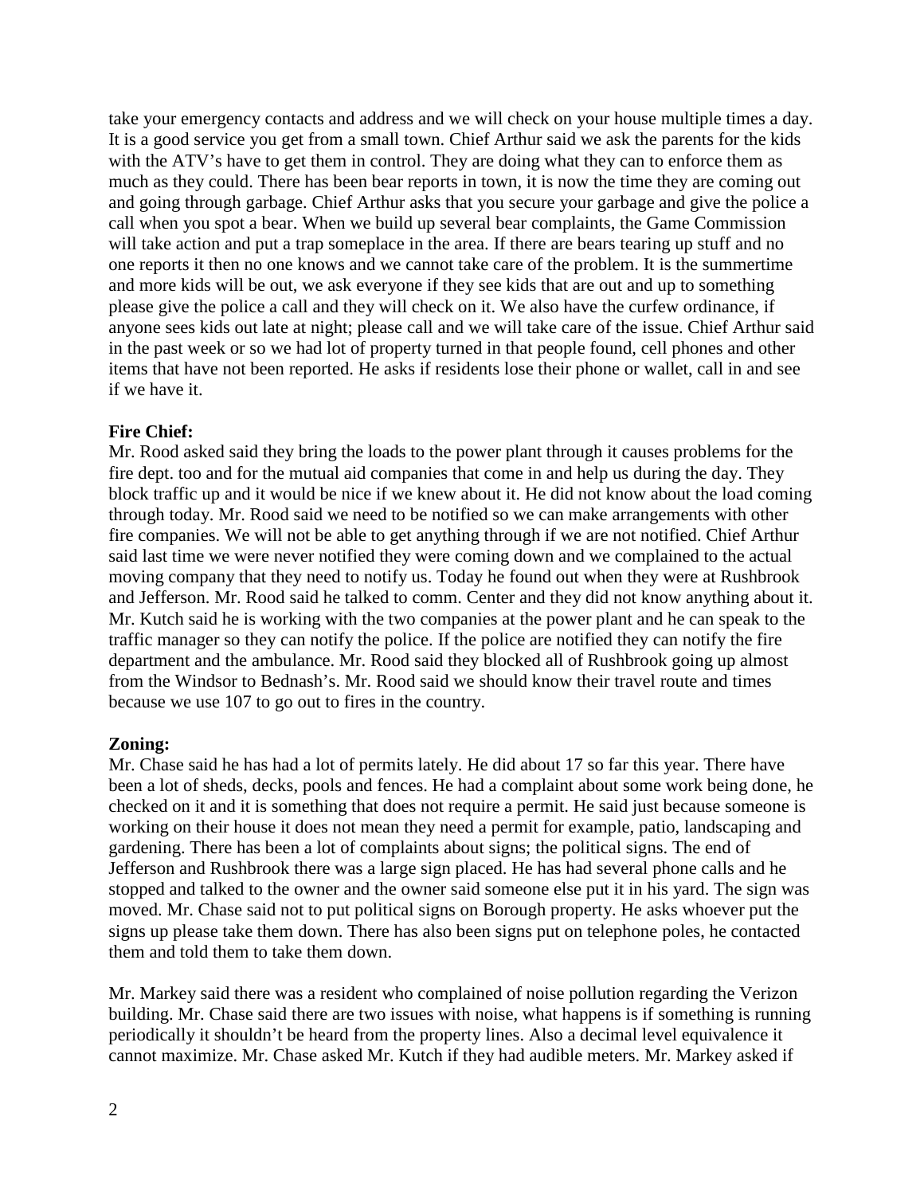take your emergency contacts and address and we will check on your house multiple times a day. It is a good service you get from a small town. Chief Arthur said we ask the parents for the kids with the ATV's have to get them in control. They are doing what they can to enforce them as much as they could. There has been bear reports in town, it is now the time they are coming out and going through garbage. Chief Arthur asks that you secure your garbage and give the police a call when you spot a bear. When we build up several bear complaints, the Game Commission will take action and put a trap someplace in the area. If there are bears tearing up stuff and no one reports it then no one knows and we cannot take care of the problem. It is the summertime and more kids will be out, we ask everyone if they see kids that are out and up to something please give the police a call and they will check on it. We also have the curfew ordinance, if anyone sees kids out late at night; please call and we will take care of the issue. Chief Arthur said in the past week or so we had lot of property turned in that people found, cell phones and other items that have not been reported. He asks if residents lose their phone or wallet, call in and see if we have it.

**Fire Chief:**

Mr. Rood asked said they bring the loads to the power plant through it causes problems for the fire dept. too and for the mutual aid companies that come in and help us during the day. They block traffic up and it would be nice if we knew about it. He did not know about the load coming through today. Mr. Rood said we need to be notified so we can make arrangements with other fire companies. We will not be able to get anything through if we are not notified. Chief Arthur said last time we were never notified they were coming down and we complained to the actual moving company that they need to notify us. Today he found out when they were at Rushbrook and Jefferson. Mr. Rood said he talked to comm. Center and they did not know anything about it. Mr. Kutch said he is working with the two companies at the power plant and he can speak to the traffic manager so they can notify the police. If the police are notified they can notify the fire department and the ambulance. Mr. Rood said they blocked all of Rushbrook going up almost from the Windsor to Bednash's. Mr. Rood said we should know their travel route and times because we use 107 to go out to fires in the country.

**Zoning:**

Mr. Chase said he has had a lot of permits lately. He did about 17 so far this year. There have been a lot of sheds, decks, pools and fences. He had a complaint about some work being done, he checked on it and it is something that does not require a permit. He said just because someone is working on their house it does not mean they need a permit for example, patio, landscaping and gardening. There has been a lot of complaints about signs; the political signs. The end of Jefferson and Rushbrook there was a large sign placed. He has had several phone calls and he stopped and talked to the owner and the owner said someone else put it in his yard. The sign was moved. Mr. Chase said not to put political signs on Borough property. He asks whoever put the signs up please take them down. There has also been signs put on telephone poles, he contacted them and told them to take them down.

Mr. Markey said there was a resident who complained of noise pollution regarding the Verizon building. Mr. Chase said there are two issues with noise, what happens is if something is running periodically it shouldn't be heard from the property lines. Also a decimal level equivalence it cannot maximize. Mr. Chase asked Mr. Kutch if they had audible meters. Mr. Markey asked if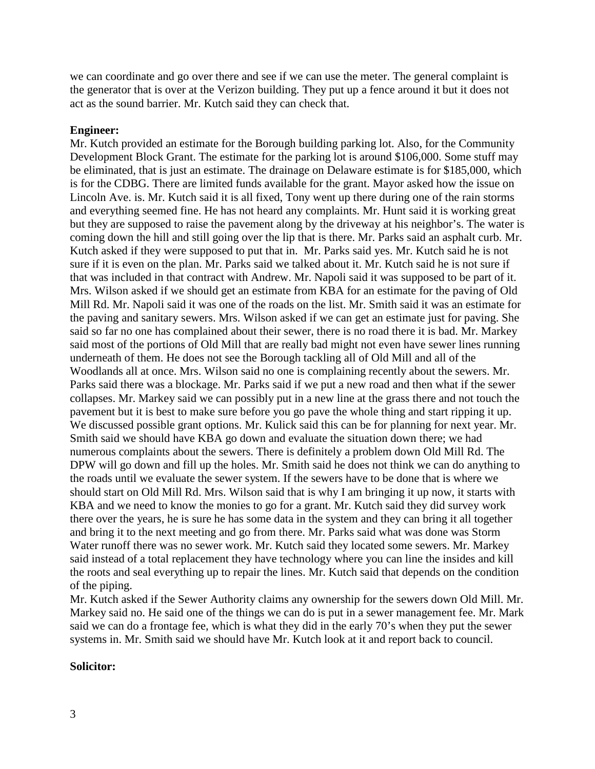we can coordinate and go over there and see if we can use the meter. The general complaint is the generator that is over at the Verizon building. They put up a fence around it but it does not act as the sound barrier. Mr. Kutch said they can check that.

**Engineer:**

Mr. Kutch provided an estimate for the Borough building parking lot. Also, for the Community Development Block Grant. The estimate for the parking lot is around $106,000. Some stuff may be eliminated, that is just an estimate. The drainage on Delaware estimate is for $185,000, which is for the CDBG. There are limited funds available for the grant. Mayor asked how the issue on Lincoln Ave. is. Mr. Kutch said it is all fixed, Tony went up there during one of the rain storms and everything seemed fine. He has not heard any complaints. Mr. Hunt said it is working great but they are supposed to raise the pavement along by the driveway at his neighbor's. The water is coming down the hill and still going over the lip that is there. Mr. Parks said an asphalt curb. Mr. Kutch asked if they were supposed to put that in. Mr. Parks said yes. Mr. Kutch said he is not sure if it is even on the plan. Mr. Parks said we talked about it. Mr. Kutch said he is not sure if that was included in that contract with Andrew. Mr. Napoli said it was supposed to be part of it. Mrs. Wilson asked if we should get an estimate from KBA for an estimate for the paving of Old Mill Rd. Mr. Napoli said it was one of the roads on the list. Mr. Smith said it was an estimate for the paving and sanitary sewers. Mrs. Wilson asked if we can get an estimate just for paving. She said so far no one has complained about their sewer, there is no road there it is bad. Mr. Markey said most of the portions of Old Mill that are really bad might not even have sewer lines running underneath of them. He does not see the Borough tackling all of Old Mill and all of the Woodlands all at once. Mrs. Wilson said no one is complaining recently about the sewers. Mr. Parks said there was a blockage. Mr. Parks said if we put a new road and then what if the sewer collapses. Mr. Markey said we can possibly put in a new line at the grass there and not touch the pavement but it is best to make sure before you go pave the whole thing and start ripping it up. We discussed possible grant options. Mr. Kulick said this can be for planning for next year. Mr. Smith said we should have KBA go down and evaluate the situation down there; we had numerous complaints about the sewers. There is definitely a problem down Old Mill Rd. The DPW will go down and fill up the holes. Mr. Smith said he does not think we can do anything to the roads until we evaluate the sewer system. If the sewers have to be done that is where we should start on Old Mill Rd. Mrs. Wilson said that is why I am bringing it up now, it starts with KBA and we need to know the monies to go for a grant. Mr. Kutch said they did survey work there over the years, he is sure he has some data in the system and they can bring it all together and bring it to the next meeting and go from there. Mr. Parks said what was done was Storm Water runoff there was no sewer work. Mr. Kutch said they located some sewers. Mr. Markey said instead of a total replacement they have technology where you can line the insides and kill the roots and seal everything up to repair the lines. Mr. Kutch said that depends on the condition of the piping.

Mr. Kutch asked if the Sewer Authority claims any ownership for the sewers down Old Mill. Mr. Markey said no. He said one of the things we can do is put in a sewer management fee. Mr. Mark said we can do a frontage fee, which is what they did in the early 70's when they put the sewer systems in. Mr. Smith said we should have Mr. Kutch look at it and report back to council.

**Solicitor:**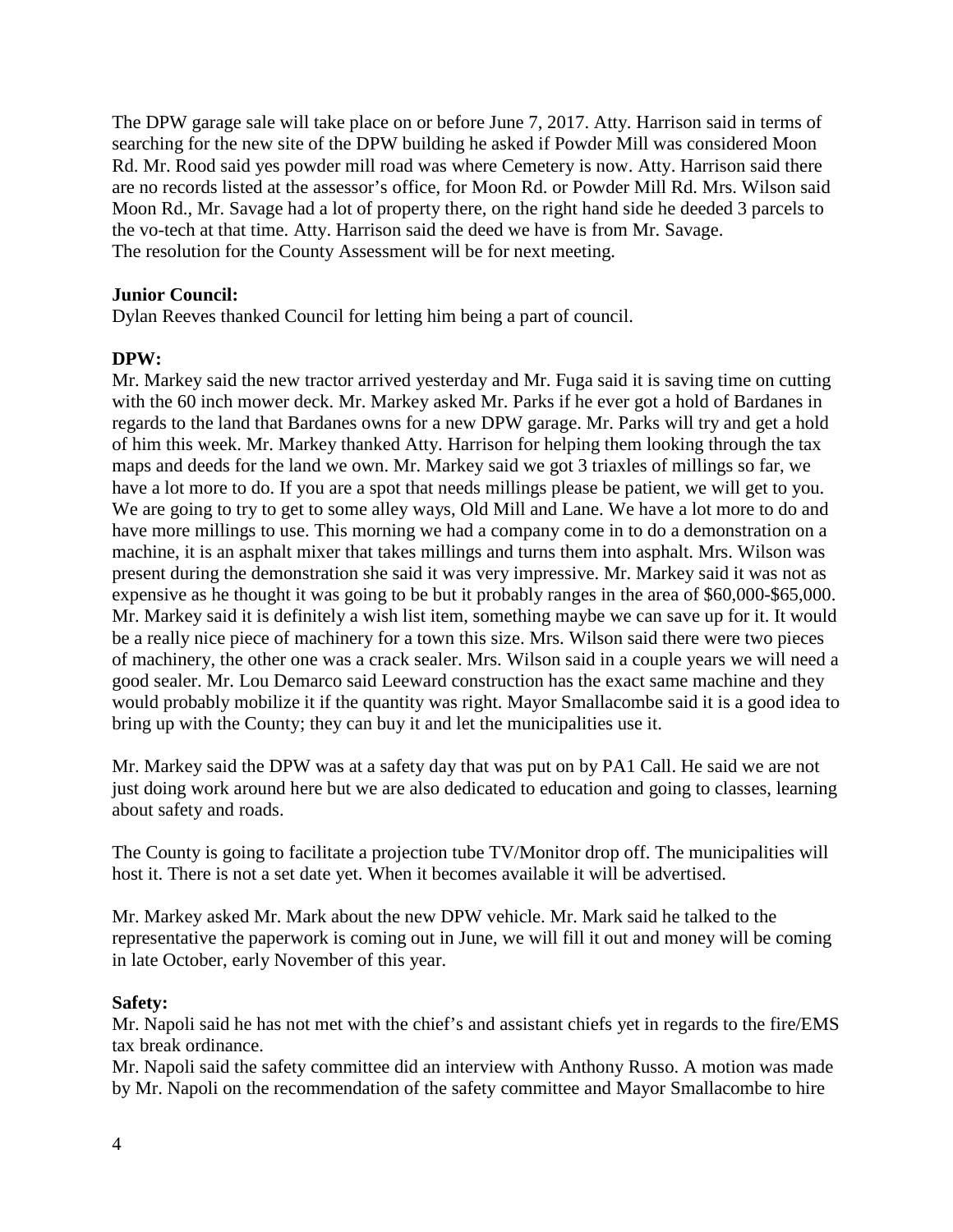The DPW garage sale will take place on or before June 7, 2017. Atty. Harrison said in terms of searching for the new site of the DPW building he asked if Powder Mill was considered Moon Rd. Mr. Rood said yes powder mill road was where Cemetery is now. Atty. Harrison said there are no records listed at the assessor's office, for Moon Rd. or Powder Mill Rd. Mrs. Wilson said Moon Rd., Mr. Savage had a lot of property there, on the right hand side he deeded 3 parcels to the vo-tech at that time. Atty. Harrison said the deed we have is from Mr. Savage.
The resolution for the County Assessment will be for next meeting.

**Junior Council:**
Dylan Reeves thanked Council for letting him being a part of council.

**DPW:**
Mr. Markey said the new tractor arrived yesterday and Mr. Fuga said it is saving time on cutting with the 60 inch mower deck. Mr. Markey asked Mr. Parks if he ever got a hold of Bardanes in regards to the land that Bardanes owns for a new DPW garage. Mr. Parks will try and get a hold of him this week. Mr. Markey thanked Atty. Harrison for helping them looking through the tax maps and deeds for the land we own. Mr. Markey said we got 3 triaxles of millings so far, we have a lot more to do. If you are a spot that needs millings please be patient, we will get to you. We are going to try to get to some alley ways, Old Mill and Lane. We have a lot more to do and have more millings to use. This morning we had a company come in to do a demonstration on a machine, it is an asphalt mixer that takes millings and turns them into asphalt. Mrs. Wilson was present during the demonstration she said it was very impressive. Mr. Markey said it was not as expensive as he thought it was going to be but it probably ranges in the area of $60,000-$65,000. Mr. Markey said it is definitely a wish list item, something maybe we can save up for it. It would be a really nice piece of machinery for a town this size. Mrs. Wilson said there were two pieces of machinery, the other one was a crack sealer. Mrs. Wilson said in a couple years we will need a good sealer. Mr. Lou Demarco said Leeward construction has the exact same machine and they would probably mobilize it if the quantity was right. Mayor Smallacombe said it is a good idea to bring up with the County; they can buy it and let the municipalities use it.

Mr. Markey said the DPW was at a safety day that was put on by PA1 Call. He said we are not just doing work around here but we are also dedicated to education and going to classes, learning about safety and roads.

The County is going to facilitate a projection tube TV/Monitor drop off. The municipalities will host it. There is not a set date yet. When it becomes available it will be advertised.

Mr. Markey asked Mr. Mark about the new DPW vehicle. Mr. Mark said he talked to the representative the paperwork is coming out in June, we will fill it out and money will be coming in late October, early November of this year.

**Safety:**
Mr. Napoli said he has not met with the chief's and assistant chiefs yet in regards to the fire/EMS tax break ordinance.
Mr. Napoli said the safety committee did an interview with Anthony Russo. A motion was made by Mr. Napoli on the recommendation of the safety committee and Mayor Smallacombe to hire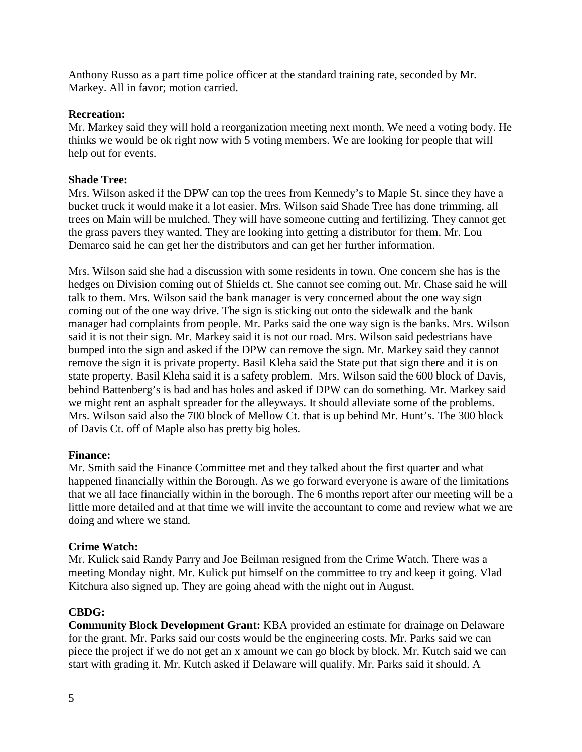Anthony Russo as a part time police officer at the standard training rate, seconded by Mr. Markey. All in favor; motion carried.

**Recreation:**
Mr. Markey said they will hold a reorganization meeting next month. We need a voting body. He thinks we would be ok right now with 5 voting members. We are looking for people that will help out for events.

**Shade Tree:**
Mrs. Wilson asked if the DPW can top the trees from Kennedy's to Maple St. since they have a bucket truck it would make it a lot easier. Mrs. Wilson said Shade Tree has done trimming, all trees on Main will be mulched. They will have someone cutting and fertilizing. They cannot get the grass pavers they wanted. They are looking into getting a distributor for them. Mr. Lou Demarco said he can get her the distributors and can get her further information.

Mrs. Wilson said she had a discussion with some residents in town. One concern she has is the hedges on Division coming out of Shields ct. She cannot see coming out. Mr. Chase said he will talk to them. Mrs. Wilson said the bank manager is very concerned about the one way sign coming out of the one way drive. The sign is sticking out onto the sidewalk and the bank manager had complaints from people. Mr. Parks said the one way sign is the banks. Mrs. Wilson said it is not their sign. Mr. Markey said it is not our road. Mrs. Wilson said pedestrians have bumped into the sign and asked if the DPW can remove the sign. Mr. Markey said they cannot remove the sign it is private property. Basil Kleha said the State put that sign there and it is on state property. Basil Kleha said it is a safety problem. Mrs. Wilson said the 600 block of Davis, behind Battenberg's is bad and has holes and asked if DPW can do something. Mr. Markey said we might rent an asphalt spreader for the alleyways. It should alleviate some of the problems. Mrs. Wilson said also the 700 block of Mellow Ct. that is up behind Mr. Hunt's. The 300 block of Davis Ct. off of Maple also has pretty big holes.

**Finance:**
Mr. Smith said the Finance Committee met and they talked about the first quarter and what happened financially within the Borough. As we go forward everyone is aware of the limitations that we all face financially within in the borough. The 6 months report after our meeting will be a little more detailed and at that time we will invite the accountant to come and review what we are doing and where we stand.

**Crime Watch:**
Mr. Kulick said Randy Parry and Joe Beilman resigned from the Crime Watch. There was a meeting Monday night. Mr. Kulick put himself on the committee to try and keep it going. Vlad Kitchura also signed up. They are going ahead with the night out in August.

**CBDG:**
**Community Block Development Grant:** KBA provided an estimate for drainage on Delaware for the grant. Mr. Parks said our costs would be the engineering costs. Mr. Parks said we can piece the project if we do not get an x amount we can go block by block. Mr. Kutch said we can start with grading it. Mr. Kutch asked if Delaware will qualify. Mr. Parks said it should. A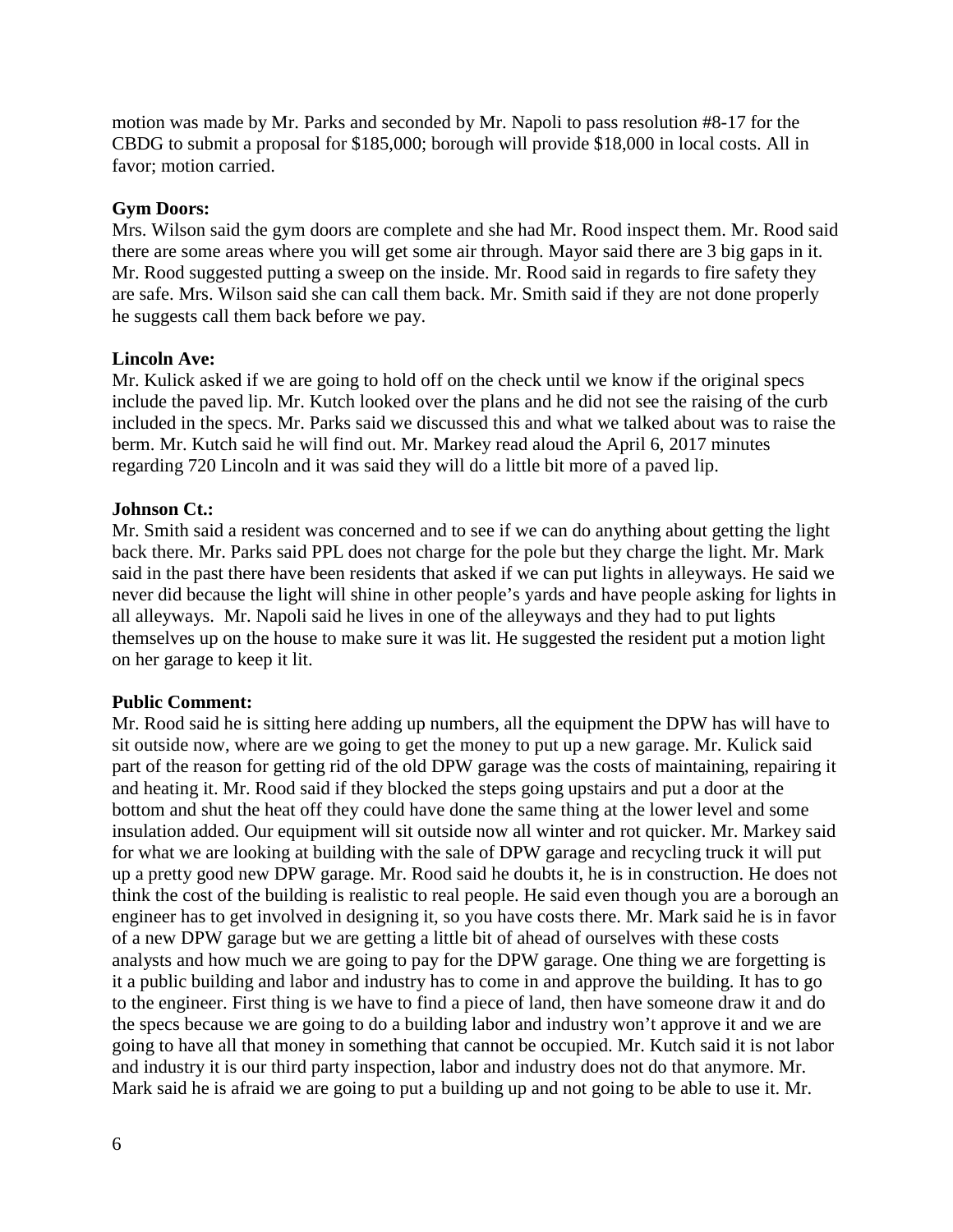motion was made by Mr. Parks and seconded by Mr. Napoli to pass resolution #8-17 for the CBDG to submit a proposal for $185,000; borough will provide $18,000 in local costs. All in favor; motion carried.

**Gym Doors:**
Mrs. Wilson said the gym doors are complete and she had Mr. Rood inspect them. Mr. Rood said there are some areas where you will get some air through. Mayor said there are 3 big gaps in it. Mr. Rood suggested putting a sweep on the inside. Mr. Rood said in regards to fire safety they are safe. Mrs. Wilson said she can call them back. Mr. Smith said if they are not done properly he suggests call them back before we pay.

**Lincoln Ave:**
Mr. Kulick asked if we are going to hold off on the check until we know if the original specs include the paved lip. Mr. Kutch looked over the plans and he did not see the raising of the curb included in the specs. Mr. Parks said we discussed this and what we talked about was to raise the berm. Mr. Kutch said he will find out. Mr. Markey read aloud the April 6, 2017 minutes regarding 720 Lincoln and it was said they will do a little bit more of a paved lip.

**Johnson Ct.:**
Mr. Smith said a resident was concerned and to see if we can do anything about getting the light back there. Mr. Parks said PPL does not charge for the pole but they charge the light. Mr. Mark said in the past there have been residents that asked if we can put lights in alleyways. He said we never did because the light will shine in other people's yards and have people asking for lights in all alleyways. Mr. Napoli said he lives in one of the alleyways and they had to put lights themselves up on the house to make sure it was lit. He suggested the resident put a motion light on her garage to keep it lit.

**Public Comment:**
Mr. Rood said he is sitting here adding up numbers, all the equipment the DPW has will have to sit outside now, where are we going to get the money to put up a new garage. Mr. Kulick said part of the reason for getting rid of the old DPW garage was the costs of maintaining, repairing it and heating it. Mr. Rood said if they blocked the steps going upstairs and put a door at the bottom and shut the heat off they could have done the same thing at the lower level and some insulation added. Our equipment will sit outside now all winter and rot quicker. Mr. Markey said for what we are looking at building with the sale of DPW garage and recycling truck it will put up a pretty good new DPW garage. Mr. Rood said he doubts it, he is in construction. He does not think the cost of the building is realistic to real people. He said even though you are a borough an engineer has to get involved in designing it, so you have costs there. Mr. Mark said he is in favor of a new DPW garage but we are getting a little bit of ahead of ourselves with these costs analysts and how much we are going to pay for the DPW garage. One thing we are forgetting is it a public building and labor and industry has to come in and approve the building. It has to go to the engineer. First thing is we have to find a piece of land, then have someone draw it and do the specs because we are going to do a building labor and industry won't approve it and we are going to have all that money in something that cannot be occupied. Mr. Kutch said it is not labor and industry it is our third party inspection, labor and industry does not do that anymore. Mr. Mark said he is afraid we are going to put a building up and not going to be able to use it. Mr.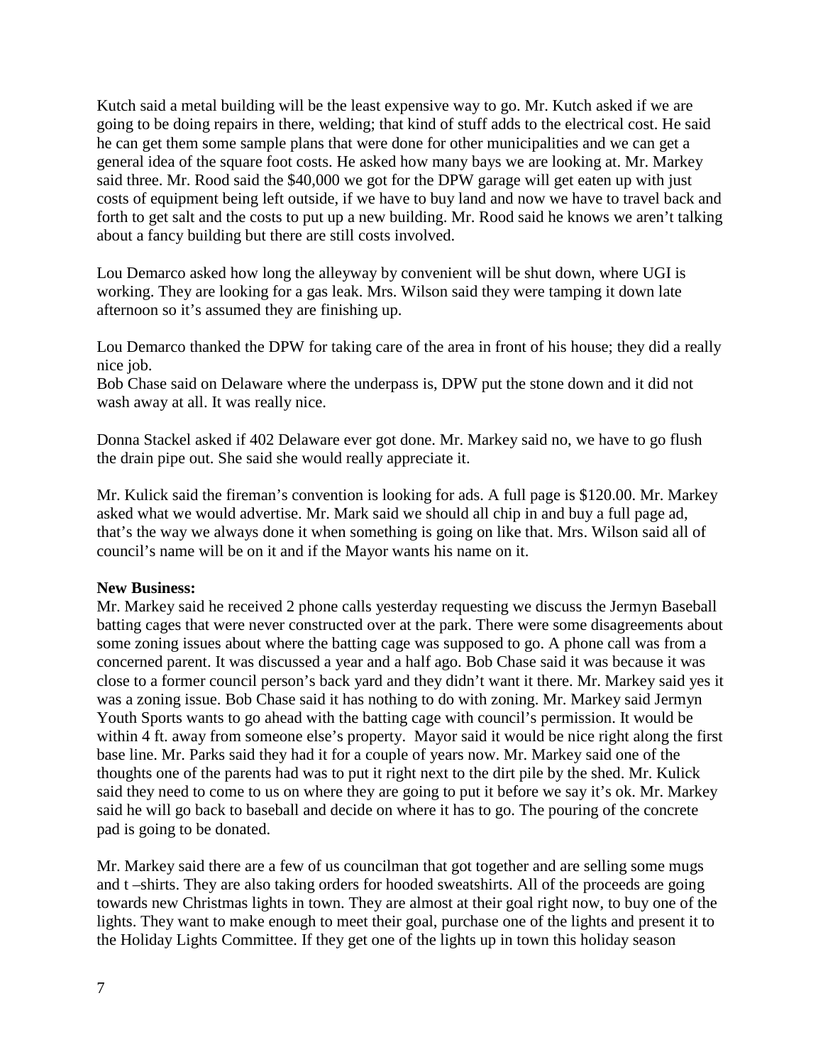Kutch said a metal building will be the least expensive way to go. Mr. Kutch asked if we are going to be doing repairs in there, welding; that kind of stuff adds to the electrical cost. He said he can get them some sample plans that were done for other municipalities and we can get a general idea of the square foot costs. He asked how many bays we are looking at. Mr. Markey said three. Mr. Rood said the $40,000 we got for the DPW garage will get eaten up with just costs of equipment being left outside, if we have to buy land and now we have to travel back and forth to get salt and the costs to put up a new building. Mr. Rood said he knows we aren't talking about a fancy building but there are still costs involved.

Lou Demarco asked how long the alleyway by convenient will be shut down, where UGI is working. They are looking for a gas leak. Mrs. Wilson said they were tamping it down late afternoon so it's assumed they are finishing up.

Lou Demarco thanked the DPW for taking care of the area in front of his house; they did a really nice job.
Bob Chase said on Delaware where the underpass is, DPW put the stone down and it did not wash away at all. It was really nice.

Donna Stackel asked if 402 Delaware ever got done. Mr. Markey said no, we have to go flush the drain pipe out. She said she would really appreciate it.

Mr. Kulick said the fireman's convention is looking for ads. A full page is $120.00. Mr. Markey asked what we would advertise. Mr. Mark said we should all chip in and buy a full page ad, that's the way we always done it when something is going on like that. Mrs. Wilson said all of council's name will be on it and if the Mayor wants his name on it.

**New Business:**
Mr. Markey said he received 2 phone calls yesterday requesting we discuss the Jermyn Baseball batting cages that were never constructed over at the park. There were some disagreements about some zoning issues about where the batting cage was supposed to go. A phone call was from a concerned parent. It was discussed a year and a half ago. Bob Chase said it was because it was close to a former council person's back yard and they didn't want it there. Mr. Markey said yes it was a zoning issue. Bob Chase said it has nothing to do with zoning. Mr. Markey said Jermyn Youth Sports wants to go ahead with the batting cage with council's permission. It would be within 4 ft. away from someone else's property. Mayor said it would be nice right along the first base line. Mr. Parks said they had it for a couple of years now. Mr. Markey said one of the thoughts one of the parents had was to put it right next to the dirt pile by the shed. Mr. Kulick said they need to come to us on where they are going to put it before we say it's ok. Mr. Markey said he will go back to baseball and decide on where it has to go. The pouring of the concrete pad is going to be donated.

Mr. Markey said there are a few of us councilman that got together and are selling some mugs and t –shirts. They are also taking orders for hooded sweatshirts. All of the proceeds are going towards new Christmas lights in town. They are almost at their goal right now, to buy one of the lights. They want to make enough to meet their goal, purchase one of the lights and present it to the Holiday Lights Committee. If they get one of the lights up in town this holiday season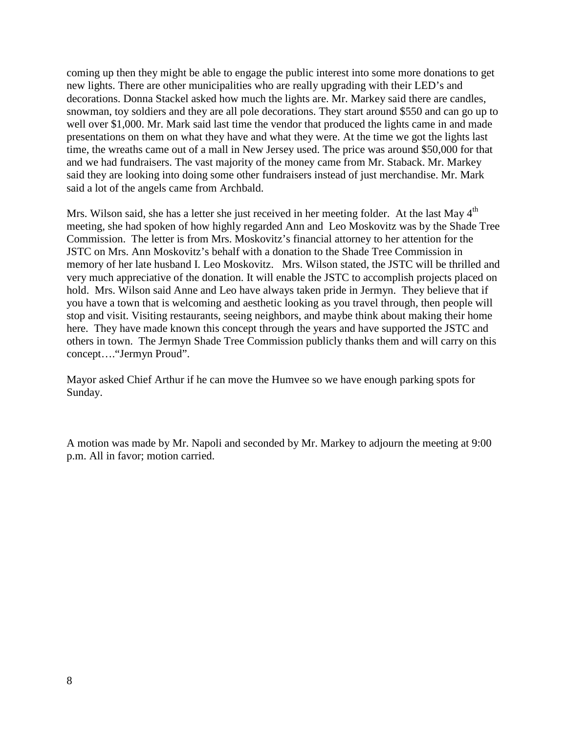coming up then they might be able to engage the public interest into some more donations to get new lights. There are other municipalities who are really upgrading with their LED's and decorations. Donna Stackel asked how much the lights are. Mr. Markey said there are candles, snowman, toy soldiers and they are all pole decorations. They start around $550 and can go up to well over $1,000. Mr. Mark said last time the vendor that produced the lights came in and made presentations on them on what they have and what they were. At the time we got the lights last time, the wreaths came out of a mall in New Jersey used. The price was around $50,000 for that and we had fundraisers. The vast majority of the money came from Mr. Staback. Mr. Markey said they are looking into doing some other fundraisers instead of just merchandise. Mr. Mark said a lot of the angels came from Archbald.

Mrs. Wilson said, she has a letter she just received in her meeting folder. At the last May 4th meeting, she had spoken of how highly regarded Ann and Leo Moskovitz was by the Shade Tree Commission. The letter is from Mrs. Moskovitz's financial attorney to her attention for the JSTC on Mrs. Ann Moskovitz's behalf with a donation to the Shade Tree Commission in memory of her late husband I. Leo Moskovitz. Mrs. Wilson stated, the JSTC will be thrilled and very much appreciative of the donation. It will enable the JSTC to accomplish projects placed on hold. Mrs. Wilson said Anne and Leo have always taken pride in Jermyn. They believe that if you have a town that is welcoming and aesthetic looking as you travel through, then people will stop and visit. Visiting restaurants, seeing neighbors, and maybe think about making their home here. They have made known this concept through the years and have supported the JSTC and others in town. The Jermyn Shade Tree Commission publicly thanks them and will carry on this concept…."Jermyn Proud".

Mayor asked Chief Arthur if he can move the Humvee so we have enough parking spots for Sunday.

A motion was made by Mr. Napoli and seconded by Mr. Markey to adjourn the meeting at 9:00 p.m. All in favor; motion carried.